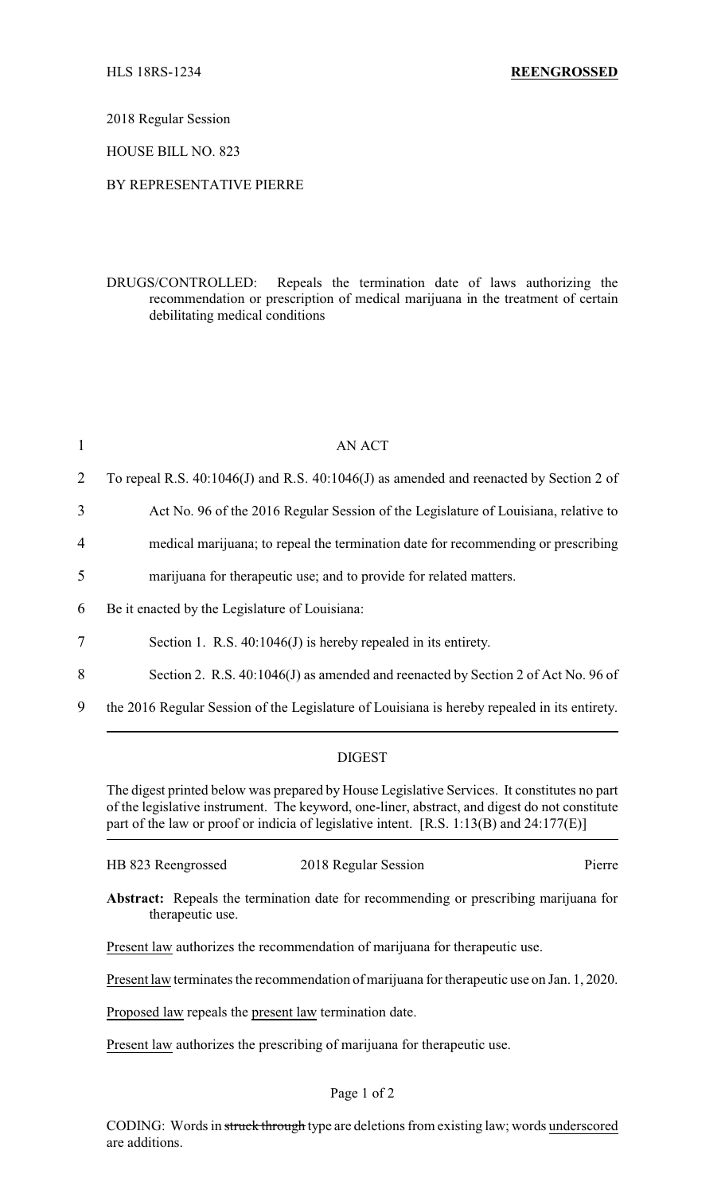HLS 18RS-1234 **REENGROSSED**

2018 Regular Session

HOUSE BILL NO. 823

BY REPRESENTATIVE PIERRE

DRUGS/CONTROLLED: Repeals the termination date of laws authorizing the recommendation or prescription of medical marijuana in the treatment of certain debilitating medical conditions

1 AN ACT

2 To repeal R.S. 40:1046(J) and R.S. 40:1046(J) as amended and reenacted by Section 2 of

3 Act No. 96 of the 2016 Regular Session of the Legislature of Louisiana, relative to

4 medical marijuana; to repeal the termination date for recommending or prescribing

5 marijuana for therapeutic use; and to provide for related matters.

6 Be it enacted by the Legislature of Louisiana:

7 Section 1. R.S. 40:1046(J) is hereby repealed in its entirety.

8 Section 2. R.S. 40:1046(J) as amended and reenacted by Section 2 of Act No. 96 of

9 the 2016 Regular Session of the Legislature of Louisiana is hereby repealed in its entirety.

## DIGEST

The digest printed below was prepared by House Legislative Services. It constitutes no part of the legislative instrument. The keyword, one-liner, abstract, and digest do not constitute part of the law or proof or indicia of legislative intent. [R.S. 1:13(B) and 24:177(E)]

HB 823 Reengrossed 2018 Regular Session Pierre

**Abstract:** Repeals the termination date for recommending or prescribing marijuana for therapeutic use.

Present law authorizes the recommendation of marijuana for therapeutic use.

Present law terminates the recommendation of marijuana for therapeutic use on Jan. 1, 2020.

Proposed law repeals the present law termination date.

Present law authorizes the prescribing of marijuana for therapeutic use.

CODING: Words in ~~struck through~~ type are deletions from existing law; words underscored are additions.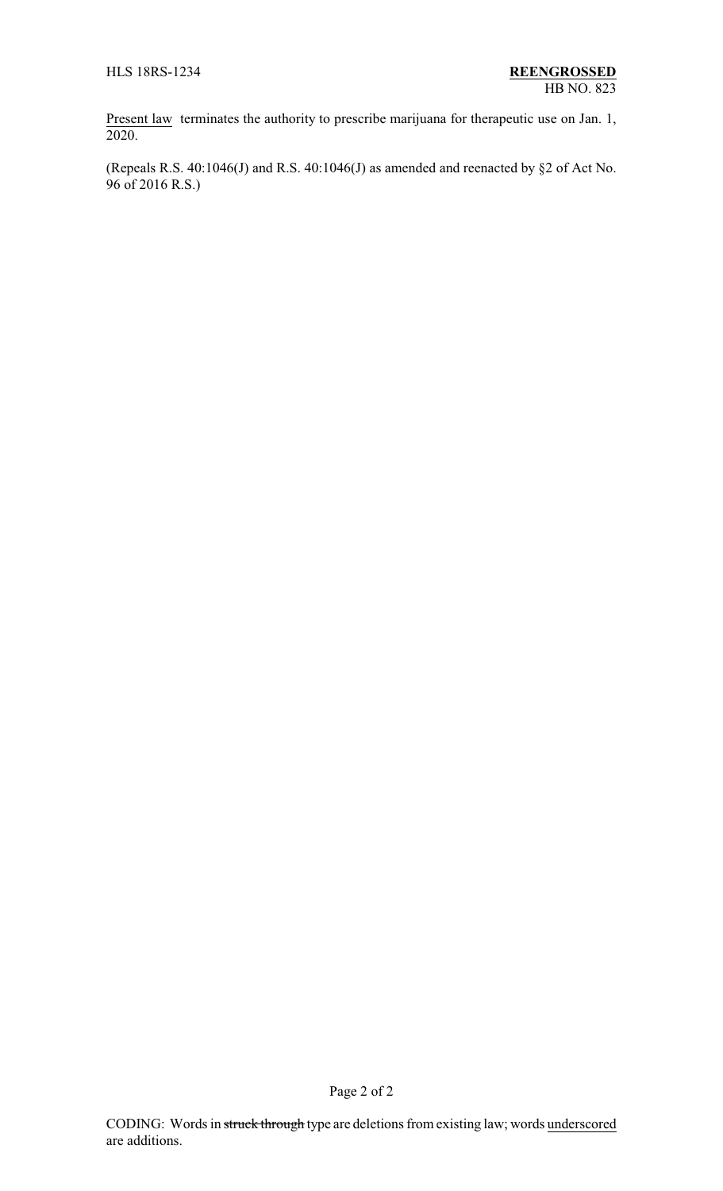Present law terminates the authority to prescribe marijuana for therapeutic use on Jan. 1, 2020.

(Repeals R.S. 40:1046(J) and R.S. 40:1046(J) as amended and reenacted by §2 of Act No. 96 of 2016 R.S.)